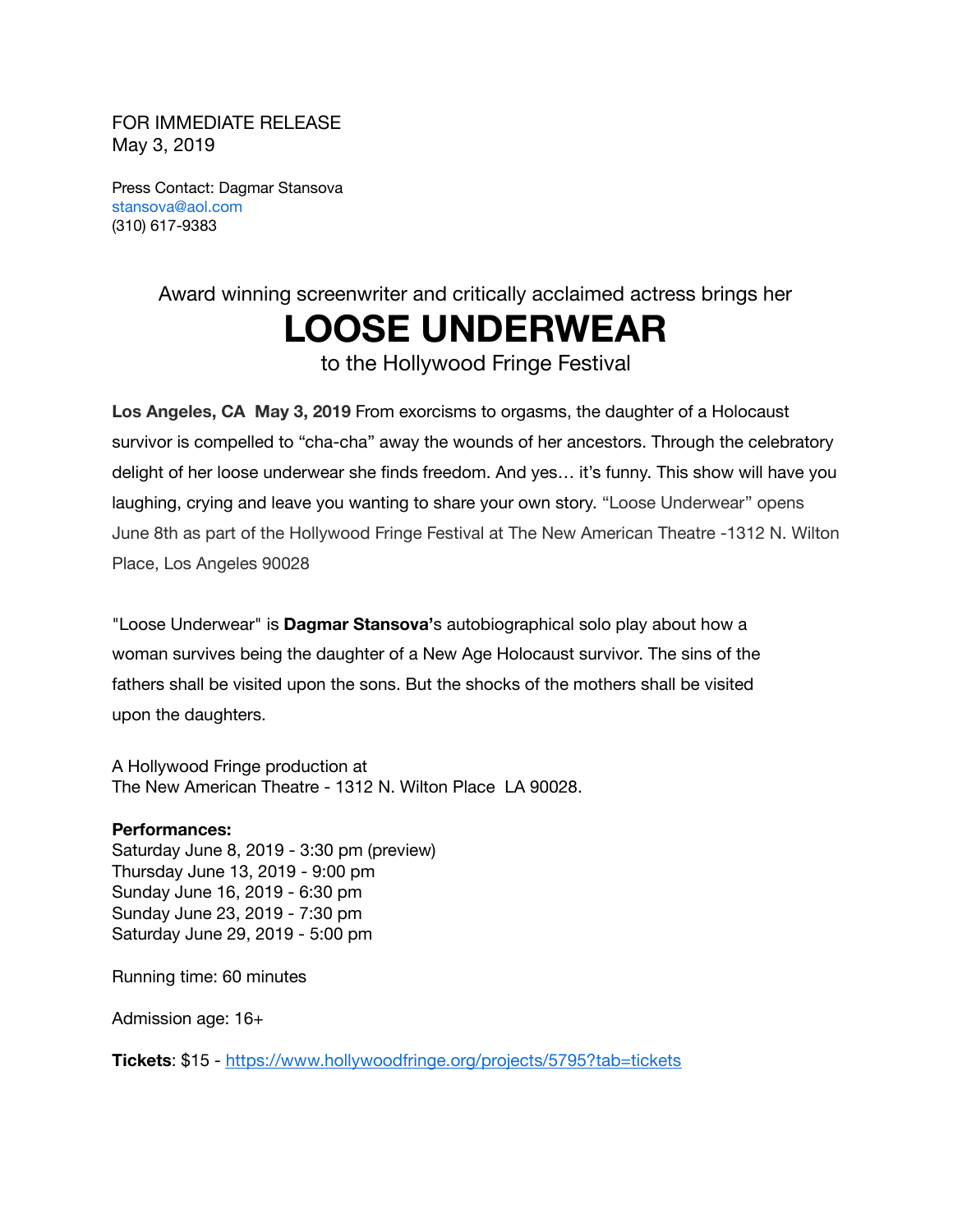FOR IMMEDIATE RELEASE
May 3, 2019

Press Contact: Dagmar Stansova
stansova@aol.com
(310) 617-9383

Award winning screenwriter and critically acclaimed actress brings her

# LOOSE UNDERWEAR

to the Hollywood Fringe Festival

**Los Angeles, CA May 3, 2019** From exorcisms to orgasms, the daughter of a Holocaust survivor is compelled to "cha-cha" away the wounds of her ancestors. Through the celebratory delight of her loose underwear she finds freedom. And yes… it's funny. This show will have you laughing, crying and leave you wanting to share your own story. "Loose Underwear" opens June 8th as part of the Hollywood Fringe Festival at The New American Theatre -1312 N. Wilton Place, Los Angeles 90028

"Loose Underwear" is **Dagmar Stansova'**s autobiographical solo play about how a woman survives being the daughter of a New Age Holocaust survivor. The sins of the fathers shall be visited upon the sons. But the shocks of the mothers shall be visited upon the daughters.

A Hollywood Fringe production at
The New American Theatre - 1312 N. Wilton Place LA 90028.

**Performances:**
Saturday June 8, 2019 - 3:30 pm (preview)
Thursday June 13, 2019 - 9:00 pm
Sunday June 16, 2019 - 6:30 pm
Sunday June 23, 2019 - 7:30 pm
Saturday June 29, 2019 - 5:00 pm

Running time: 60 minutes

Admission age: 16+

**Tickets**: $15 - https://www.hollywoodfringe.org/projects/5795?tab=tickets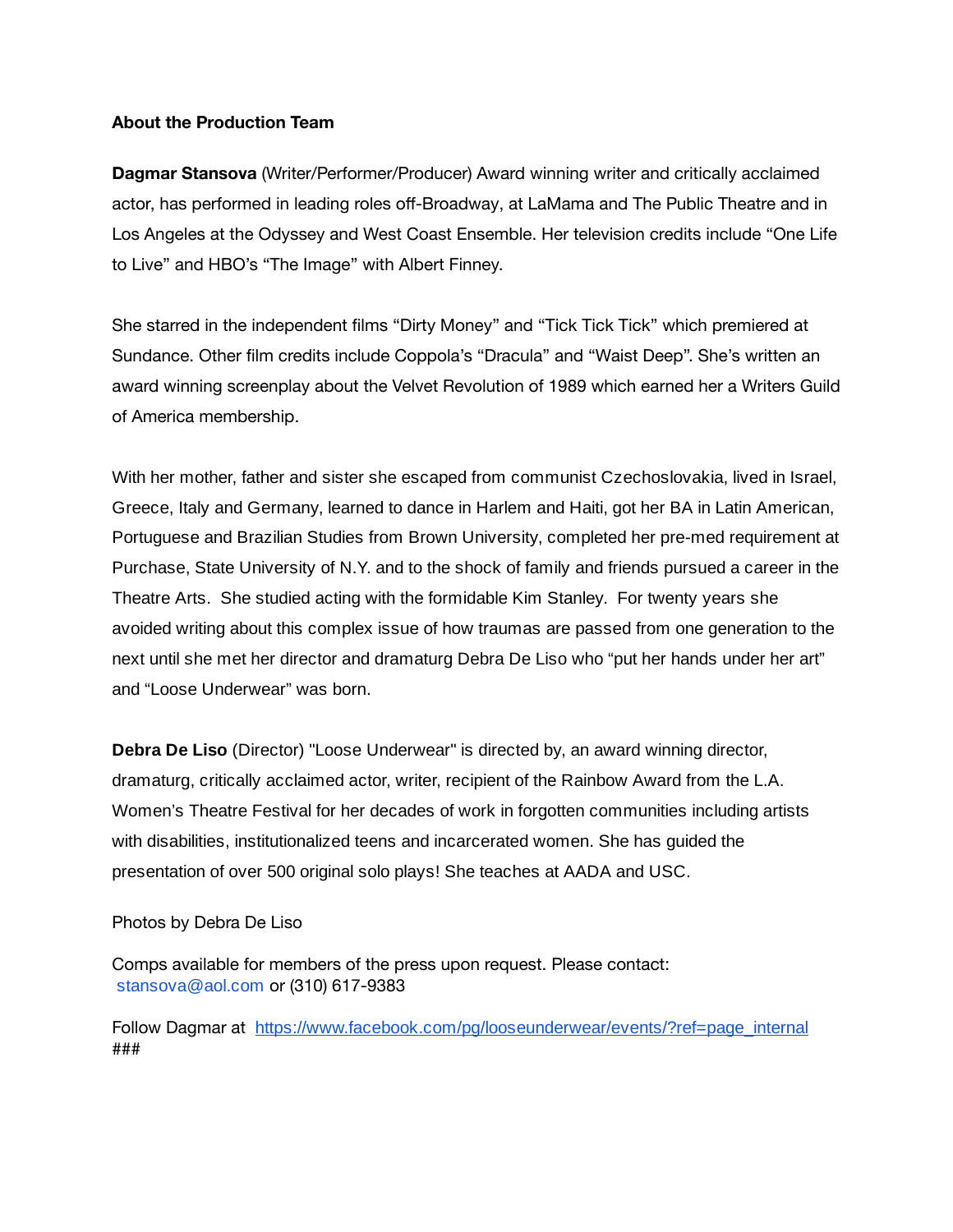**About the Production Team**

**Dagmar Stansova** (Writer/Performer/Producer) Award winning writer and critically acclaimed actor, has performed in leading roles off-Broadway, at LaMama and The Public Theatre and in Los Angeles at the Odyssey and West Coast Ensemble. Her television credits include "One Life to Live" and HBO's "The Image" with Albert Finney.

She starred in the independent films "Dirty Money" and "Tick Tick Tick" which premiered at Sundance. Other film credits include Coppola's "Dracula" and "Waist Deep". She's written an award winning screenplay about the Velvet Revolution of 1989 which earned her a Writers Guild of America membership.

With her mother, father and sister she escaped from communist Czechoslovakia, lived in Israel, Greece, Italy and Germany, learned to dance in Harlem and Haiti, got her BA in Latin American, Portuguese and Brazilian Studies from Brown University, completed her pre-med requirement at Purchase, State University of N.Y. and to the shock of family and friends pursued a career in the Theatre Arts. She studied acting with the formidable Kim Stanley. For twenty years she avoided writing about this complex issue of how traumas are passed from one generation to the next until she met her director and dramaturg Debra De Liso who "put her hands under her art" and "Loose Underwear" was born.

**Debra De Liso** (Director) "Loose Underwear" is directed by, an award winning director, dramaturg, critically acclaimed actor, writer, recipient of the Rainbow Award from the L.A. Women's Theatre Festival for her decades of work in forgotten communities including artists with disabilities, institutionalized teens and incarcerated women. She has guided the presentation of over 500 original solo plays! She teaches at AADA and USC.

Photos by Debra De Liso

Comps available for members of the press upon request. Please contact:
stansova@aol.com or (310) 617-9383

Follow Dagmar at https://www.facebook.com/pg/looseunderwear/events/?ref=page_internal
###